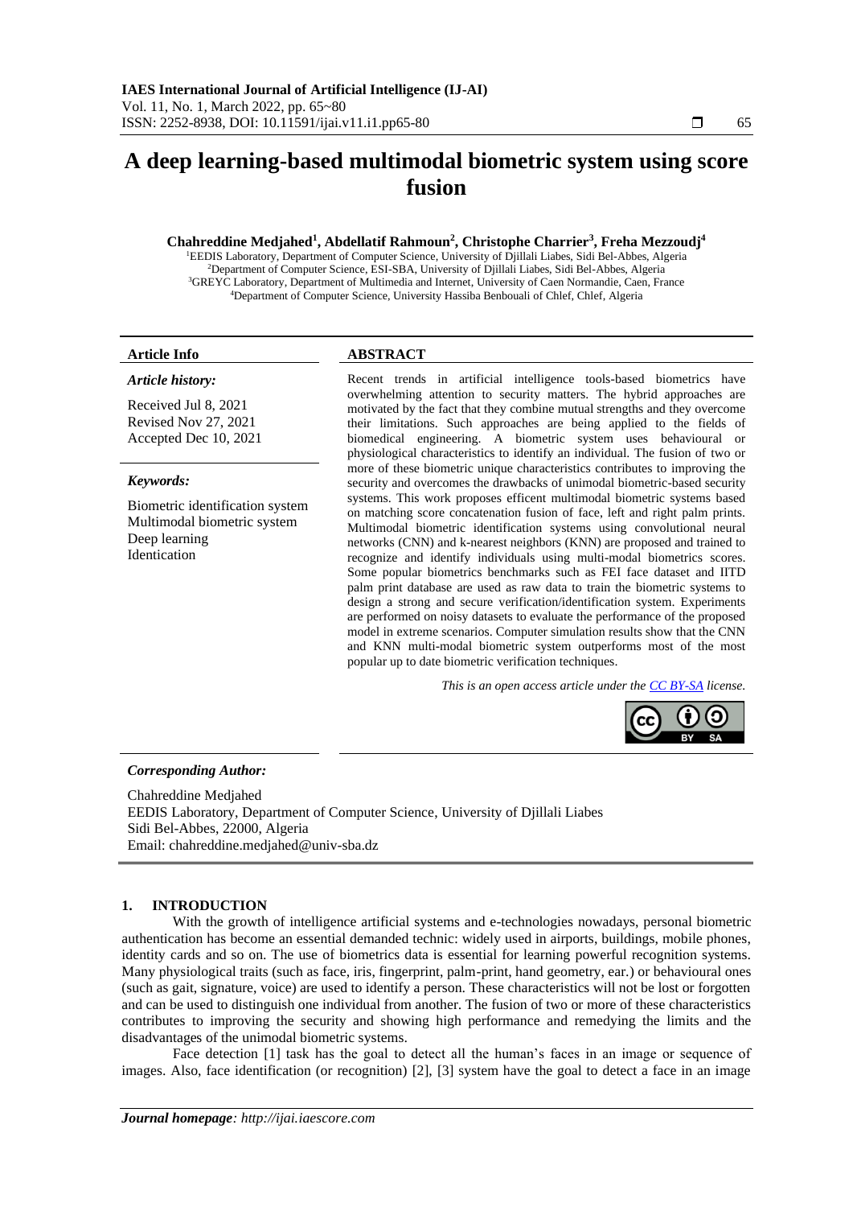# A deep learning-based multimodal biometric system using score fusion

**Chahreddine Medjahed[1], Abdellatif Rahmoun[2], Christophe Charrier[3], Freha Mezzoudj[4]**

[1]EEDIS Laboratory, Department of Computer Science, University of Djillali Liabes, Sidi Bel-Abbes, Algeria
[2]Department of Computer Science, ESI-SBA, University of Djillali Liabes, Sidi Bel-Abbes, Algeria
[3]GREYC Laboratory, Department of Multimedia and Internet, University of Caen Normandie, Caen, France
[4]Department of Computer Science, University Hassiba Benbouali of Chlef, Chlef, Algeria

**Article Info**

*Article history:*

Received Jul 8, 2021
Revised Nov 27, 2021
Accepted Dec 10, 2021

*Keywords:*

Biometric identification system
Multimodal biometric system
Deep learning
Identication

**ABSTRACT**

Recent trends in artificial intelligence tools-based biometrics have overwhelming attention to security matters. The hybrid approaches are motivated by the fact that they combine mutual strengths and they overcome their limitations. Such approaches are being applied to the fields of biomedical engineering. A biometric system uses behavioural or physiological characteristics to identify an individual. The fusion of two or more of these biometric unique characteristics contributes to improving the security and overcomes the drawbacks of unimodal biometric-based security systems. This work proposes efficent multimodal biometric systems based on matching score concatenation fusion of face, left and right palm prints. Multimodal biometric identification systems using convolutional neural networks (CNN) and k-nearest neighbors (KNN) are proposed and trained to recognize and identify individuals using multi-modal biometrics scores. Some popular biometrics benchmarks such as FEI face dataset and IITD palm print database are used as raw data to train the biometric systems to design a strong and secure verification/identification system. Experiments are performed on noisy datasets to evaluate the performance of the proposed model in extreme scenarios. Computer simulation results show that the CNN and KNN multi-modal biometric system outperforms most of the most popular up to date biometric verification techniques.

*This is an open access article under the CC BY-SA license.*

***Corresponding Author:***

Chahreddine Medjahed
EEDIS Laboratory, Department of Computer Science, University of Djillali Liabes
Sidi Bel-Abbes, 22000, Algeria
Email: chahreddine.medjahed@univ-sba.dz

## 1. INTRODUCTION

With the growth of intelligence artificial systems and e-technologies nowadays, personal biometric authentication has become an essential demanded technic: widely used in airports, buildings, mobile phones, identity cards and so on. The use of biometrics data is essential for learning powerful recognition systems. Many physiological traits (such as face, iris, fingerprint, palm-print, hand geometry, ear.) or behavioural ones (such as gait, signature, voice) are used to identify a person. These characteristics will not be lost or forgotten and can be used to distinguish one individual from another. The fusion of two or more of these characteristics contributes to improving the security and showing high performance and remedying the limits and the disadvantages of the unimodal biometric systems.

Face detection [1] task has the goal to detect all the human's faces in an image or sequence of images. Also, face identification (or recognition) [2], [3] system have the goal to detect a face in an image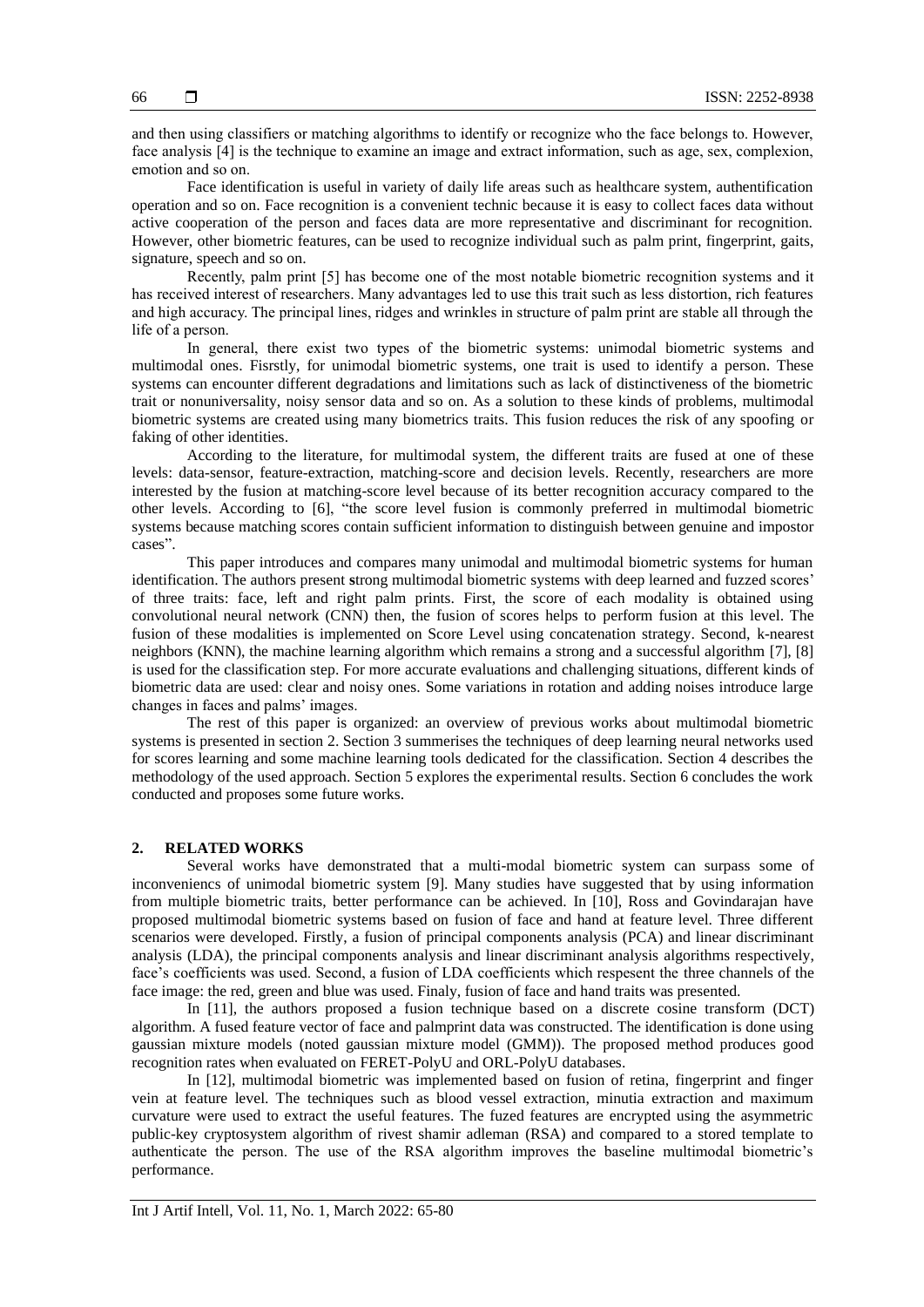and then using classifiers or matching algorithms to identify or recognize who the face belongs to. However, face analysis [4] is the technique to examine an image and extract information, such as age, sex, complexion, emotion and so on.

Face identification is useful in variety of daily life areas such as healthcare system, authentification operation and so on. Face recognition is a convenient technic because it is easy to collect faces data without active cooperation of the person and faces data are more representative and discriminant for recognition. However, other biometric features, can be used to recognize individual such as palm print, fingerprint, gaits, signature, speech and so on.

Recently, palm print [5] has become one of the most notable biometric recognition systems and it has received interest of researchers. Many advantages led to use this trait such as less distortion, rich features and high accuracy. The principal lines, ridges and wrinkles in structure of palm print are stable all through the life of a person.

In general, there exist two types of the biometric systems: unimodal biometric systems and multimodal ones. Fisrstly, for unimodal biometric systems, one trait is used to identify a person. These systems can encounter different degradations and limitations such as lack of distinctiveness of the biometric trait or nonuniversality, noisy sensor data and so on. As a solution to these kinds of problems, multimodal biometric systems are created using many biometrics traits. This fusion reduces the risk of any spoofing or faking of other identities.

According to the literature, for multimodal system, the different traits are fused at one of these levels: data-sensor, feature-extraction, matching-score and decision levels. Recently, researchers are more interested by the fusion at matching-score level because of its better recognition accuracy compared to the other levels. According to [6], "the score level fusion is commonly preferred in multimodal biometric systems because matching scores contain sufficient information to distinguish between genuine and impostor cases".

This paper introduces and compares many unimodal and multimodal biometric systems for human identification. The authors present strong multimodal biometric systems with deep learned and fuzzed scores' of three traits: face, left and right palm prints. First, the score of each modality is obtained using convolutional neural network (CNN) then, the fusion of scores helps to perform fusion at this level. The fusion of these modalities is implemented on Score Level using concatenation strategy. Second, k-nearest neighbors (KNN), the machine learning algorithm which remains a strong and a successful algorithm [7], [8] is used for the classification step. For more accurate evaluations and challenging situations, different kinds of biometric data are used: clear and noisy ones. Some variations in rotation and adding noises introduce large changes in faces and palms' images.

The rest of this paper is organized: an overview of previous works about multimodal biometric systems is presented in section 2. Section 3 summerises the techniques of deep learning neural networks used for scores learning and some machine learning tools dedicated for the classification. Section 4 describes the methodology of the used approach. Section 5 explores the experimental results. Section 6 concludes the work conducted and proposes some future works.

## 2. RELATED WORKS

Several works have demonstrated that a multi-modal biometric system can surpass some of inconveniencs of unimodal biometric system [9]. Many studies have suggested that by using information from multiple biometric traits, better performance can be achieved. In [10], Ross and Govindarajan have proposed multimodal biometric systems based on fusion of face and hand at feature level. Three different scenarios were developed. Firstly, a fusion of principal components analysis (PCA) and linear discriminant analysis (LDA), the principal components analysis and linear discriminant analysis algorithms respectively, face's coefficients was used. Second, a fusion of LDA coefficients which respesent the three channels of the face image: the red, green and blue was used. Finaly, fusion of face and hand traits was presented.

In [11], the authors proposed a fusion technique based on a discrete cosine transform (DCT) algorithm. A fused feature vector of face and palmprint data was constructed. The identification is done using gaussian mixture models (noted gaussian mixture model (GMM)). The proposed method produces good recognition rates when evaluated on FERET-PolyU and ORL-PolyU databases.

In [12], multimodal biometric was implemented based on fusion of retina, fingerprint and finger vein at feature level. The techniques such as blood vessel extraction, minutia extraction and maximum curvature were used to extract the useful features. The fuzed features are encrypted using the asymmetric public-key cryptosystem algorithm of rivest shamir adleman (RSA) and compared to a stored template to authenticate the person. The use of the RSA algorithm improves the baseline multimodal biometric's performance.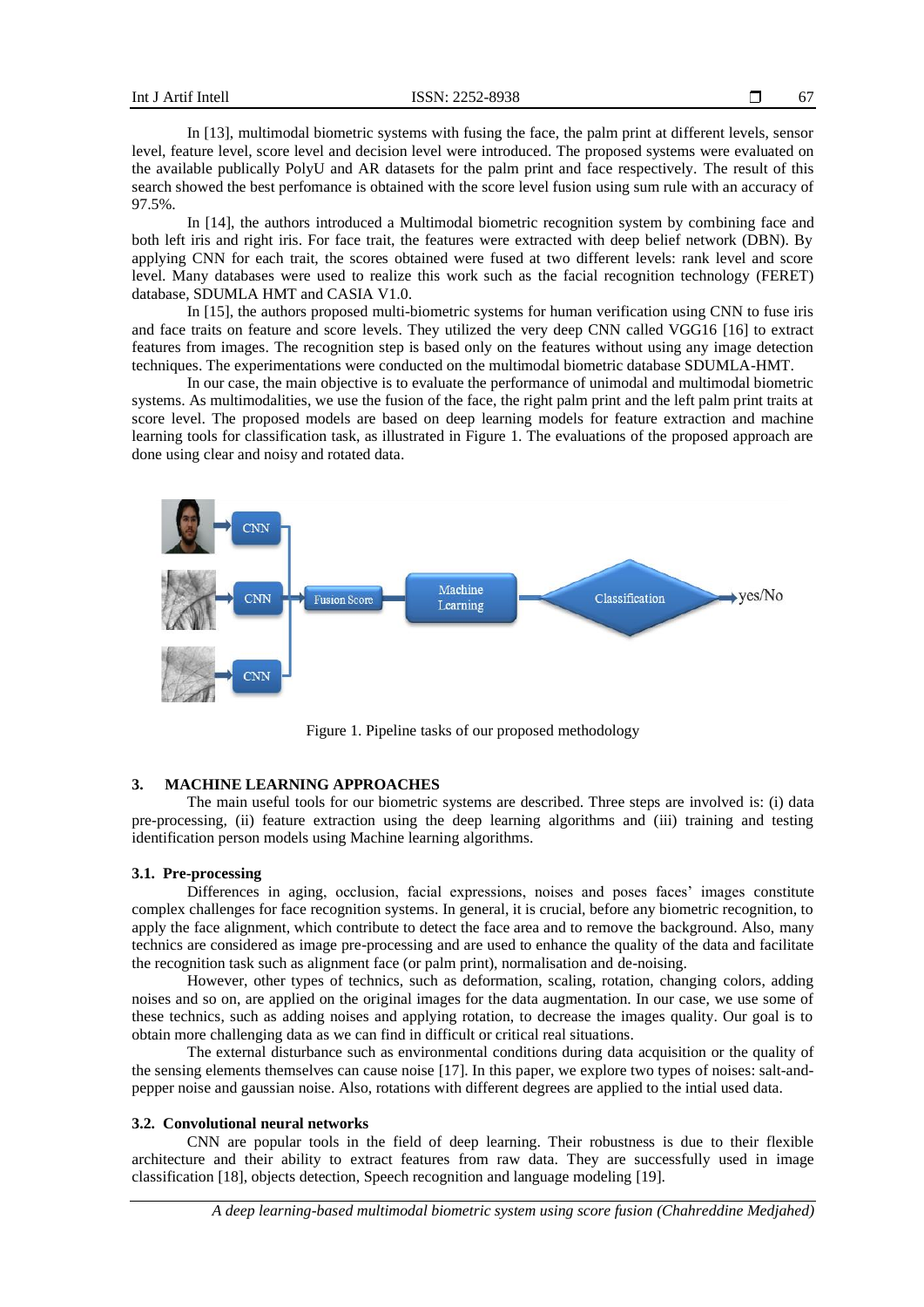In [13], multimodal biometric systems with fusing the face, the palm print at different levels, sensor level, feature level, score level and decision level were introduced. The proposed systems were evaluated on the available publically PolyU and AR datasets for the palm print and face respectively. The result of this search showed the best perfomance is obtained with the score level fusion using sum rule with an accuracy of 97.5%.

In [14], the authors introduced a Multimodal biometric recognition system by combining face and both left iris and right iris. For face trait, the features were extracted with deep belief network (DBN). By applying CNN for each trait, the scores obtained were fused at two different levels: rank level and score level. Many databases were used to realize this work such as the facial recognition technology (FERET) database, SDUMLA HMT and CASIA V1.0.

In [15], the authors proposed multi-biometric systems for human verification using CNN to fuse iris and face traits on feature and score levels. They utilized the very deep CNN called VGG16 [16] to extract features from images. The recognition step is based only on the features without using any image detection techniques. The experimentations were conducted on the multimodal biometric database SDUMLA-HMT.

In our case, the main objective is to evaluate the performance of unimodal and multimodal biometric systems. As multimodalities, we use the fusion of the face, the right palm print and the left palm print traits at score level. The proposed models are based on deep learning models for feature extraction and machine learning tools for classification task, as illustrated in Figure 1. The evaluations of the proposed approach are done using clear and noisy and rotated data.

Figure 1. Pipeline tasks of our proposed methodology

## 3. MACHINE LEARNING APPROACHES

The main useful tools for our biometric systems are described. Three steps are involved is: (i) data pre-processing, (ii) feature extraction using the deep learning algorithms and (iii) training and testing identification person models using Machine learning algorithms.

### 3.1. Pre-processing

Differences in aging, occlusion, facial expressions, noises and poses faces' images constitute complex challenges for face recognition systems. In general, it is crucial, before any biometric recognition, to apply the face alignment, which contribute to detect the face area and to remove the background. Also, many technics are considered as image pre-processing and are used to enhance the quality of the data and facilitate the recognition task such as alignment face (or palm print), normalisation and de-noising.

However, other types of technics, such as deformation, scaling, rotation, changing colors, adding noises and so on, are applied on the original images for the data augmentation. In our case, we use some of these technics, such as adding noises and applying rotation, to decrease the images quality. Our goal is to obtain more challenging data as we can find in difficult or critical real situations.

The external disturbance such as environmental conditions during data acquisition or the quality of the sensing elements themselves can cause noise [17]. In this paper, we explore two types of noises: salt-and-pepper noise and gaussian noise. Also, rotations with different degrees are applied to the intial used data.

### 3.2. Convolutional neural networks

CNN are popular tools in the field of deep learning. Their robustness is due to their flexible architecture and their ability to extract features from raw data. They are successfully used in image classification [18], objects detection, Speech recognition and language modeling [19].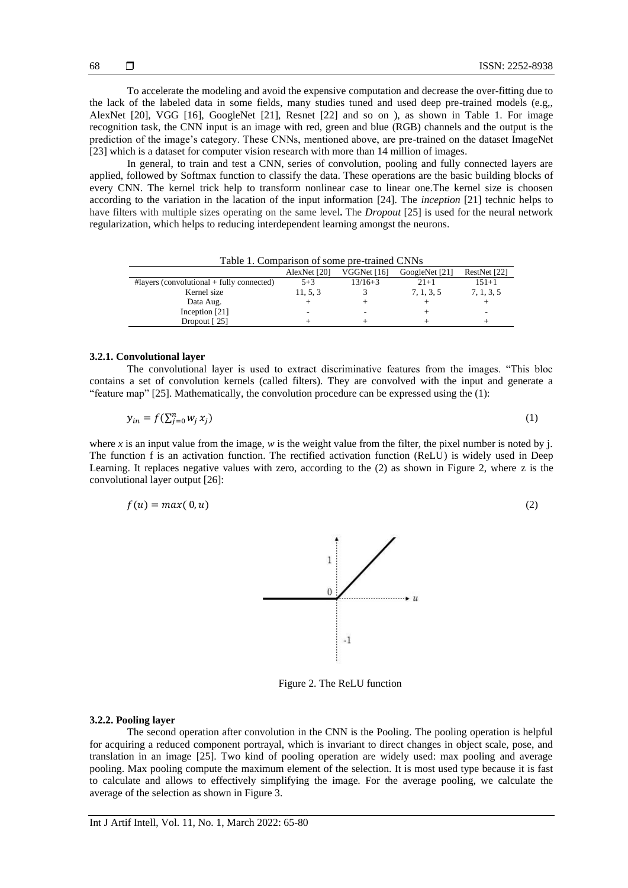To accelerate the modeling and avoid the expensive computation and decrease the over-fitting due to the lack of the labeled data in some fields, many studies tuned and used deep pre-trained models (e.g,, AlexNet [20], VGG [16], GoogleNet [21], Resnet [22] and so on ), as shown in Table 1. For image recognition task, the CNN input is an image with red, green and blue (RGB) channels and the output is the prediction of the image's category. These CNNs, mentioned above, are pre-trained on the dataset ImageNet [23] which is a dataset for computer vision research with more than 14 million of images.

In general, to train and test a CNN, series of convolution, pooling and fully connected layers are applied, followed by Softmax function to classify the data. These operations are the basic building blocks of every CNN. The kernel trick help to transform nonlinear case to linear one.The kernel size is choosen according to the variation in the lacation of the input information [24]. The *inception* [21] technic helps to have filters with multiple sizes operating on the same level**.** The *Dropout* [25] is used for the neural network regularization, which helps to reducing interdependent learning amongst the neurons.

Table 1. Comparison of some pre-trained CNNs

| | AlexNet [20] | VGGNet [16] | GoogleNet [21] | RestNet [22] |
|---|---|---|---|---|
| #layers (convolutional + fully connected) | 5+3 | 13/16+3 | 21+1 | 151+1 |
| Kernel size | 11, 5, 3 | 3 | 7, 1, 3, 5 | 7, 1, 3, 5 |
| Data Aug. | + | + | + | + |
| Inception [21] | - | - | + | - |
| Dropout [ 25] | + | + | + | + |

#### 3.2.1. Convolutional layer

The convolutional layer is used to extract discriminative features from the images. "This bloc contains a set of convolution kernels (called filters). They are convolved with the input and generate a "feature map" [25]. Mathematically, the convolution procedure can be expressed using the (1):

$$y_{in} = f(\sum_{j=0}^{n} w_j \, x_j) \tag{1}$$

where $x$ is an input value from the image, $w$ is the weight value from the filter, the pixel number is noted by j. The function f is an activation function. The rectified activation function (ReLU) is widely used in Deep Learning. It replaces negative values with zero, according to the (2) as shown in Figure 2, where z is the convolutional layer output [26]:

$$f(u) = max(\,0, u) \tag{2}$$

Figure 2. The ReLU function

#### 3.2.2. Pooling layer

The second operation after convolution in the CNN is the Pooling. The pooling operation is helpful for acquiring a reduced component portrayal, which is invariant to direct changes in object scale, pose, and translation in an image [25]. Two kind of pooling operation are widely used: max pooling and average pooling. Max pooling compute the maximum element of the selection. It is most used type because it is fast to calculate and allows to effectively simplifying the image. For the average pooling, we calculate the average of the selection as shown in Figure 3.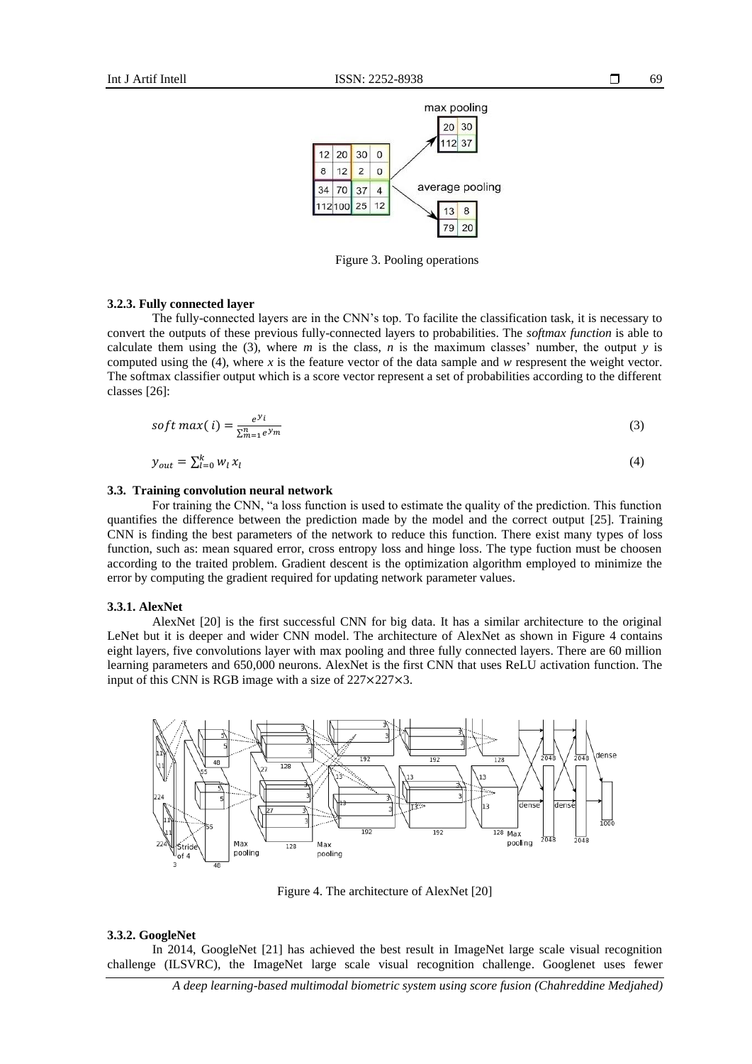Figure 3. Pooling operations

#### 3.2.3. Fully connected layer

The fully-connected layers are in the CNN's top. To facilite the classification task, it is necessary to convert the outputs of these previous fully-connected layers to probabilities. The *softmax function* is able to calculate them using the (3), where *m* is the class, *n* is the maximum classes' number, the output *y* is computed using the (4), where *x* is the feature vector of the data sample and *w* respresent the weight vector. The softmax classifier output which is a score vector represent a set of probabilities according to the different classes [26]:

$$soft\,max(\,i) = \frac{e^{y_i}}{\sum_{m=1}^{n} e^{y_m}} \tag{3}$$

$$y_{out} = \sum_{l=0}^{k} w_l\, x_l \tag{4}$$

### 3.3. Training convolution neural network

For training the CNN, "a loss function is used to estimate the quality of the prediction. This function quantifies the difference between the prediction made by the model and the correct output [25]. Training CNN is finding the best parameters of the network to reduce this function. There exist many types of loss function, such as: mean squared error, cross entropy loss and hinge loss. The type fuction must be choosen according to the traited problem. Gradient descent is the optimization algorithm employed to minimize the error by computing the gradient required for updating network parameter values.

#### 3.3.1. AlexNet

AlexNet [20] is the first successful CNN for big data. It has a similar architecture to the original LeNet but it is deeper and wider CNN model. The architecture of AlexNet as shown in Figure 4 contains eight layers, five convolutions layer with max pooling and three fully connected layers. There are 60 million learning parameters and 650,000 neurons. AlexNet is the first CNN that uses ReLU activation function. The input of this CNN is RGB image with a size of 227×227×3.

Figure 4. The architecture of AlexNet [20]

#### 3.3.2. GoogleNet

In 2014, GoogleNet [21] has achieved the best result in ImageNet large scale visual recognition challenge (ILSVRC), the ImageNet large scale visual recognition challenge. Googlenet uses fewer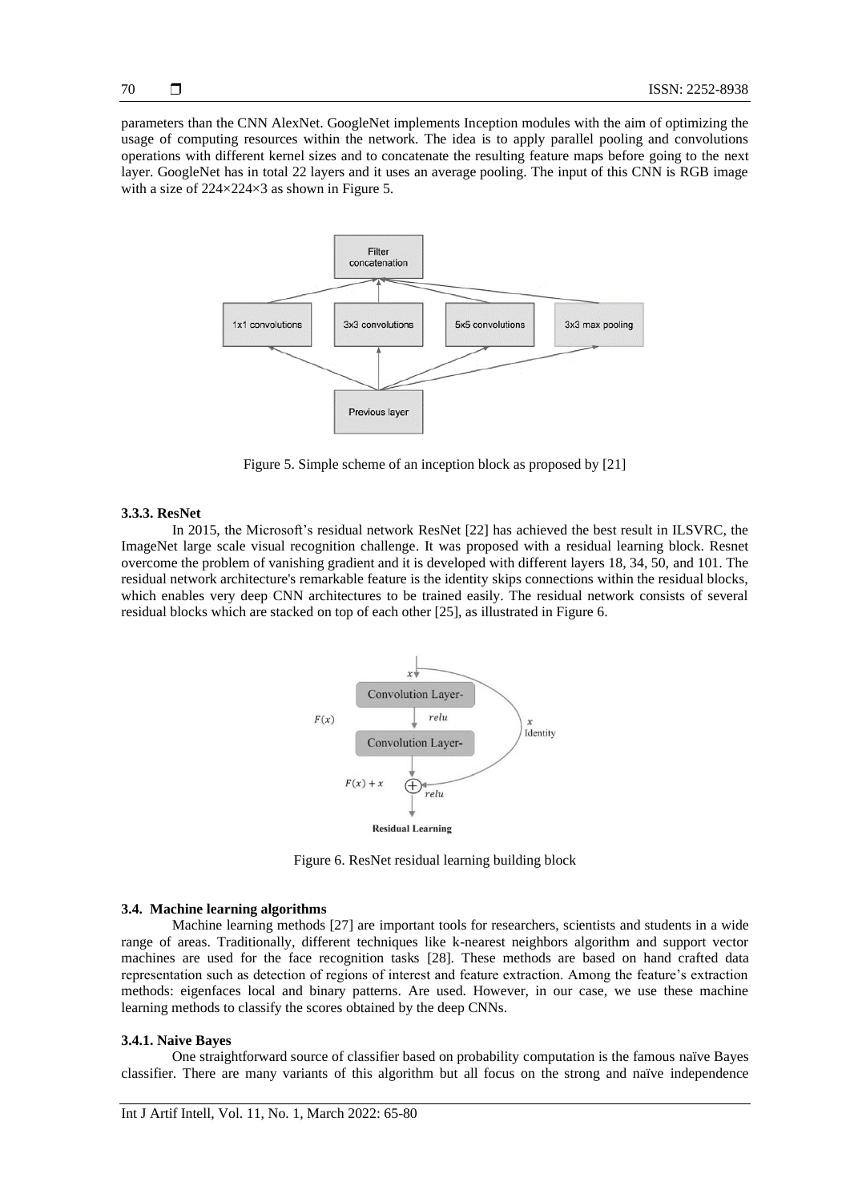parameters than the CNN AlexNet. GoogleNet implements Inception modules with the aim of optimizing the usage of computing resources within the network. The idea is to apply parallel pooling and convolutions operations with different kernel sizes and to concatenate the resulting feature maps before going to the next layer. GoogleNet has in total 22 layers and it uses an average pooling. The input of this CNN is RGB image with a size of 224×224×3 as shown in Figure 5.

Figure 5. Simple scheme of an inception block as proposed by [21]

#### 3.3.3. ResNet

In 2015, the Microsoft's residual network ResNet [22] has achieved the best result in ILSVRC, the ImageNet large scale visual recognition challenge. It was proposed with a residual learning block. Resnet overcome the problem of vanishing gradient and it is developed with different layers 18, 34, 50, and 101. The residual network architecture's remarkable feature is the identity skips connections within the residual blocks, which enables very deep CNN architectures to be trained easily. The residual network consists of several residual blocks which are stacked on top of each other [25], as illustrated in Figure 6.

Figure 6. ResNet residual learning building block

### 3.4. Machine learning algorithms

Machine learning methods [27] are important tools for researchers, scientists and students in a wide range of areas. Traditionally, different techniques like k-nearest neighbors algorithm and support vector machines are used for the face recognition tasks [28]. These methods are based on hand crafted data representation such as detection of regions of interest and feature extraction. Among the feature's extraction methods: eigenfaces local and binary patterns. Are used. However, in our case, we use these machine learning methods to classify the scores obtained by the deep CNNs.

#### 3.4.1. Naive Bayes

One straightforward source of classifier based on probability computation is the famous naïve Bayes classifier. There are many variants of this algorithm but all focus on the strong and naïve independence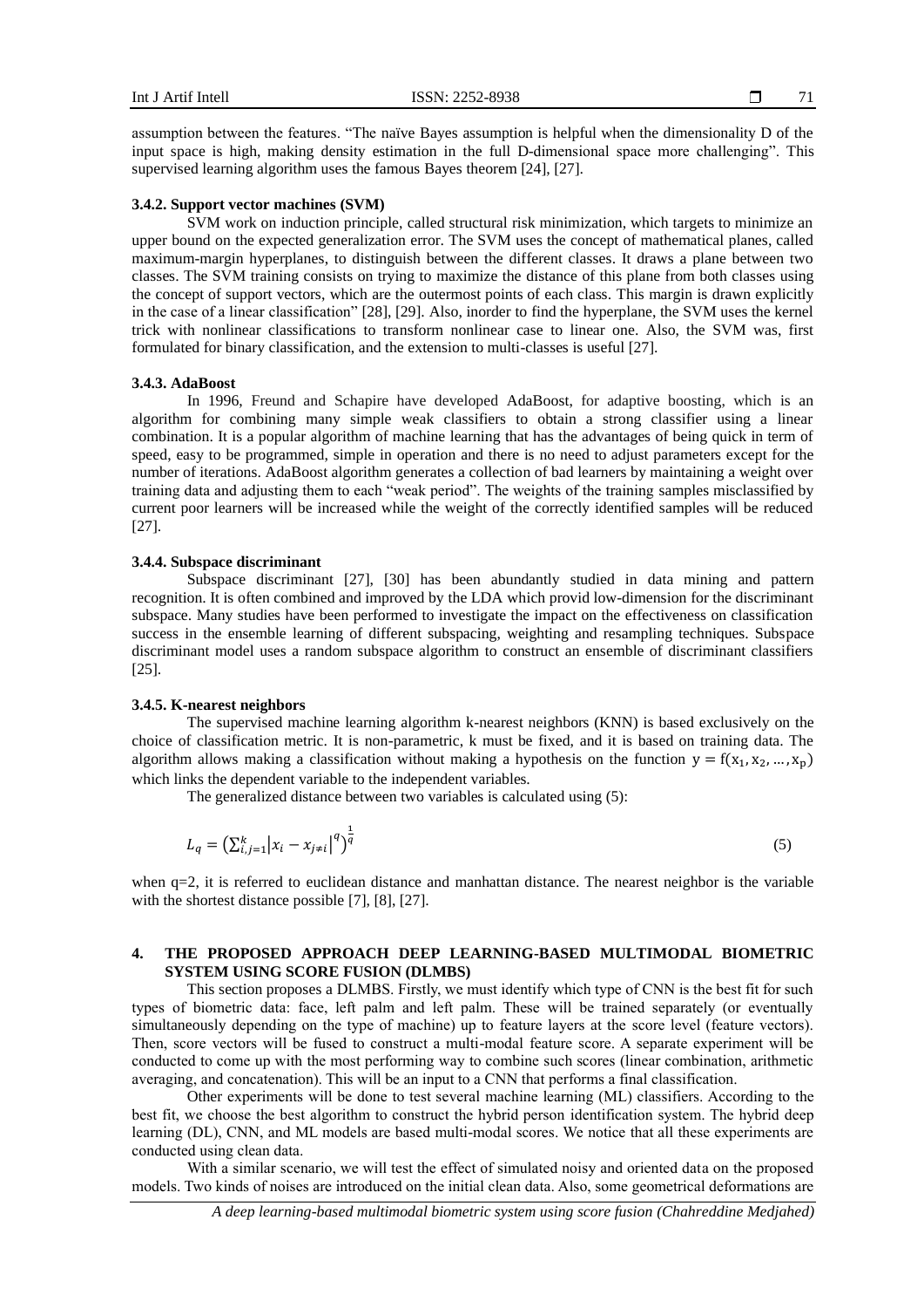assumption between the features. “The naïve Bayes assumption is helpful when the dimensionality D of the input space is high, making density estimation in the full D-dimensional space more challenging”. This supervised learning algorithm uses the famous Bayes theorem [24], [27].

#### 3.4.2. Support vector machines (SVM)

SVM work on induction principle, called structural risk minimization, which targets to minimize an upper bound on the expected generalization error. The SVM uses the concept of mathematical planes, called maximum-margin hyperplanes, to distinguish between the different classes. It draws a plane between two classes. The SVM training consists on trying to maximize the distance of this plane from both classes using the concept of support vectors, which are the outermost points of each class. This margin is drawn explicitly in the case of a linear classification” [28], [29]. Also, inorder to find the hyperplane, the SVM uses the kernel trick with nonlinear classifications to transform nonlinear case to linear one. Also, the SVM was, first formulated for binary classification, and the extension to multi-classes is useful [27].

#### 3.4.3. AdaBoost

In 1996, Freund and Schapire have developed AdaBoost, for adaptive boosting, which is an algorithm for combining many simple weak classifiers to obtain a strong classifier using a linear combination. It is a popular algorithm of machine learning that has the advantages of being quick in term of speed, easy to be programmed, simple in operation and there is no need to adjust parameters except for the number of iterations. AdaBoost algorithm generates a collection of bad learners by maintaining a weight over training data and adjusting them to each “weak period”. The weights of the training samples misclassified by current poor learners will be increased while the weight of the correctly identified samples will be reduced [27].

#### 3.4.4. Subspace discriminant

Subspace discriminant [27], [30] has been abundantly studied in data mining and pattern recognition. It is often combined and improved by the LDA which provid low-dimension for the discriminant subspace. Many studies have been performed to investigate the impact on the effectiveness on classification success in the ensemble learning of different subspacing, weighting and resampling techniques. Subspace discriminant model uses a random subspace algorithm to construct an ensemble of discriminant classifiers [25].

#### 3.4.5. K-nearest neighbors

The supervised machine learning algorithm k-nearest neighbors (KNN) is based exclusively on the choice of classification metric. It is non-parametric, k must be fixed, and it is based on training data. The algorithm allows making a classification without making a hypothesis on the function $y = f(x_1, x_2, \dots, x_p)$ which links the dependent variable to the independent variables.

The generalized distance between two variables is calculated using (5):

$$L_q = \left(\sum_{i,j=1}^{k} \left|x_i - x_{j \neq i}\right|^q\right)^{\frac{1}{q}} \tag{5}$$

when q=2, it is referred to euclidean distance and manhattan distance. The nearest neighbor is the variable with the shortest distance possible [7], [8], [27].

## 4. THE PROPOSED APPROACH DEEP LEARNING-BASED MULTIMODAL BIOMETRIC SYSTEM USING SCORE FUSION (DLMBS)

This section proposes a DLMBS. Firstly, we must identify which type of CNN is the best fit for such types of biometric data: face, left palm and left palm. These will be trained separately (or eventually simultaneously depending on the type of machine) up to feature layers at the score level (feature vectors). Then, score vectors will be fused to construct a multi-modal feature score. A separate experiment will be conducted to come up with the most performing way to combine such scores (linear combination, arithmetic averaging, and concatenation). This will be an input to a CNN that performs a final classification.

Other experiments will be done to test several machine learning (ML) classifiers. According to the best fit, we choose the best algorithm to construct the hybrid person identification system. The hybrid deep learning (DL), CNN, and ML models are based multi-modal scores. We notice that all these experiments are conducted using clean data.

With a similar scenario, we will test the effect of simulated noisy and oriented data on the proposed models. Two kinds of noises are introduced on the initial clean data. Also, some geometrical deformations are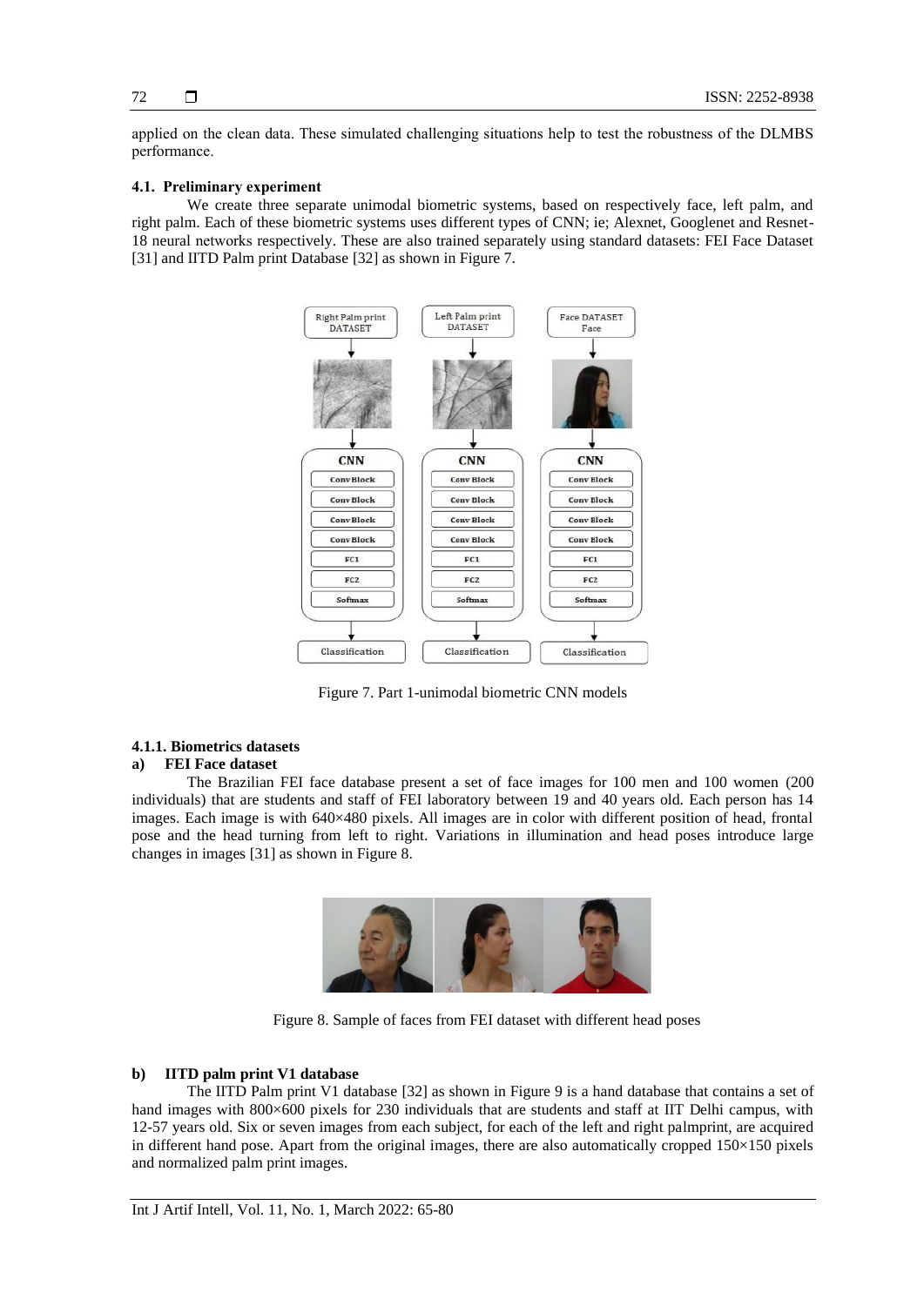applied on the clean data. These simulated challenging situations help to test the robustness of the DLMBS performance.

### 4.1. Preliminary experiment

We create three separate unimodal biometric systems, based on respectively face, left palm, and right palm. Each of these biometric systems uses different types of CNN; ie; Alexnet, Googlenet and Resnet-18 neural networks respectively. These are also trained separately using standard datasets: FEI Face Dataset [31] and IITD Palm print Database [32] as shown in Figure 7.

Figure 7. Part 1-unimodal biometric CNN models

#### 4.1.1. Biometrics datasets

**a) FEI Face dataset**

The Brazilian FEI face database present a set of face images for 100 men and 100 women (200 individuals) that are students and staff of FEI laboratory between 19 and 40 years old. Each person has 14 images. Each image is with 640×480 pixels. All images are in color with different position of head, frontal pose and the head turning from left to right. Variations in illumination and head poses introduce large changes in images [31] as shown in Figure 8.

Figure 8. Sample of faces from FEI dataset with different head poses

**b) IITD palm print V1 database**

The IITD Palm print V1 database [32] as shown in Figure 9 is a hand database that contains a set of hand images with 800×600 pixels for 230 individuals that are students and staff at IIT Delhi campus, with 12-57 years old. Six or seven images from each subject, for each of the left and right palmprint, are acquired in different hand pose. Apart from the original images, there are also automatically cropped 150×150 pixels and normalized palm print images.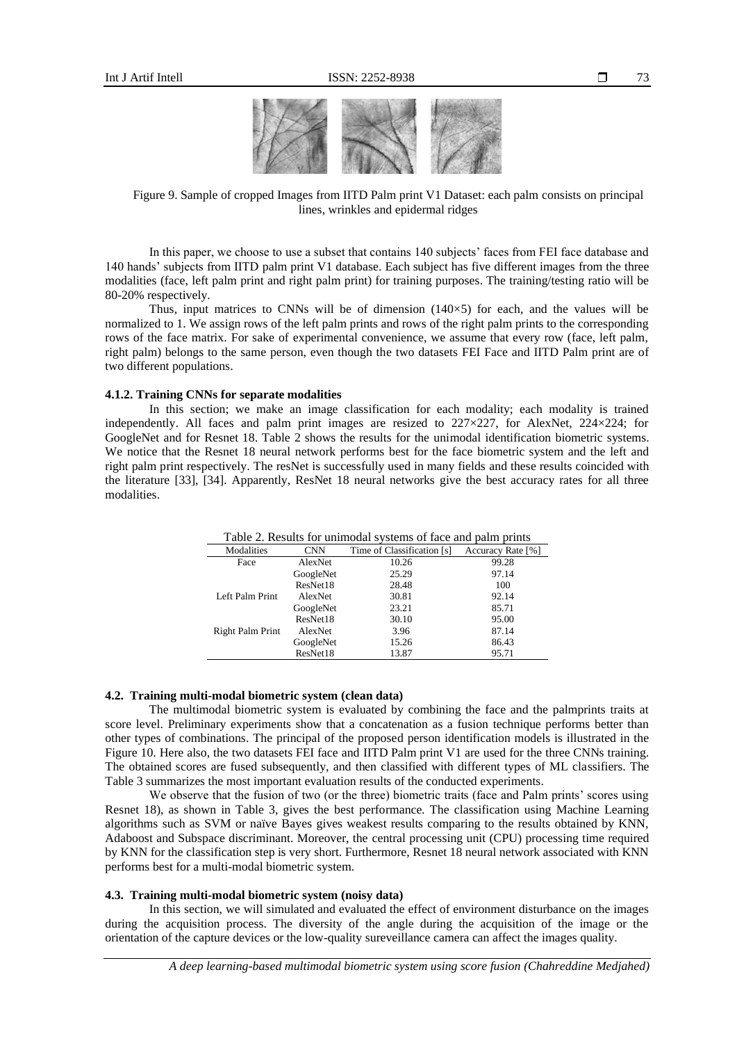Figure 9. Sample of cropped Images from IITD Palm print V1 Dataset: each palm consists on principal lines, wrinkles and epidermal ridges

In this paper, we choose to use a subset that contains 140 subjects' faces from FEI face database and 140 hands' subjects from IITD palm print V1 database. Each subject has five different images from the three modalities (face, left palm print and right palm print) for training purposes. The training/testing ratio will be 80-20% respectively.

Thus, input matrices to CNNs will be of dimension (140×5) for each, and the values will be normalized to 1. We assign rows of the left palm prints and rows of the right palm prints to the corresponding rows of the face matrix. For sake of experimental convenience, we assume that every row (face, left palm, right palm) belongs to the same person, even though the two datasets FEI Face and IITD Palm print are of two different populations.

#### 4.1.2. Training CNNs for separate modalities

In this section; we make an image classification for each modality; each modality is trained independently. All faces and palm print images are resized to 227×227, for AlexNet, 224×224; for GoogleNet and for Resnet 18. Table 2 shows the results for the unimodal identification biometric systems. We notice that the Resnet 18 neural network performs best for the face biometric system and the left and right palm print respectively. The resNet is successfully used in many fields and these results coincided with the literature [33], [34]. Apparently, ResNet 18 neural networks give the best accuracy rates for all three modalities.

Table 2. Results for unimodal systems of face and palm prints

| Modalities | CNN | Time of Classification [s] | Accuracy Rate [%] |
|---|---|---|---|
| Face | AlexNet | 10.26 | 99.28 |
| | GoogleNet | 25.29 | 97.14 |
| | ResNet18 | 28.48 | 100 |
| Left Palm Print | AlexNet | 30.81 | 92.14 |
| | GoogleNet | 23.21 | 85.71 |
| | ResNet18 | 30.10 | 95.00 |
| Right Palm Print | AlexNet | 3.96 | 87.14 |
| | GoogleNet | 15.26 | 86.43 |
| | ResNet18 | 13.87 | 95.71 |

### 4.2. Training multi-modal biometric system (clean data)

The multimodal biometric system is evaluated by combining the face and the palmprints traits at score level. Preliminary experiments show that a concatenation as a fusion technique performs better than other types of combinations. The principal of the proposed person identification models is illustrated in the Figure 10. Here also, the two datasets FEI face and IITD Palm print V1 are used for the three CNNs training. The obtained scores are fused subsequently, and then classified with different types of ML classifiers. The Table 3 summarizes the most important evaluation results of the conducted experiments.

We observe that the fusion of two (or the three) biometric traits (face and Palm prints' scores using Resnet 18), as shown in Table 3, gives the best performance. The classification using Machine Learning algorithms such as SVM or naïve Bayes gives weakest results comparing to the results obtained by KNN, Adaboost and Subspace discriminant. Moreover, the central processing unit (CPU) processing time required by KNN for the classification step is very short. Furthermore, Resnet 18 neural network associated with KNN performs best for a multi-modal biometric system.

### 4.3. Training multi-modal biometric system (noisy data)

In this section, we will simulated and evaluated the effect of environment disturbance on the images during the acquisition process. The diversity of the angle during the acquisition of the image or the orientation of the capture devices or the low-quality sureveillance camera can affect the images quality.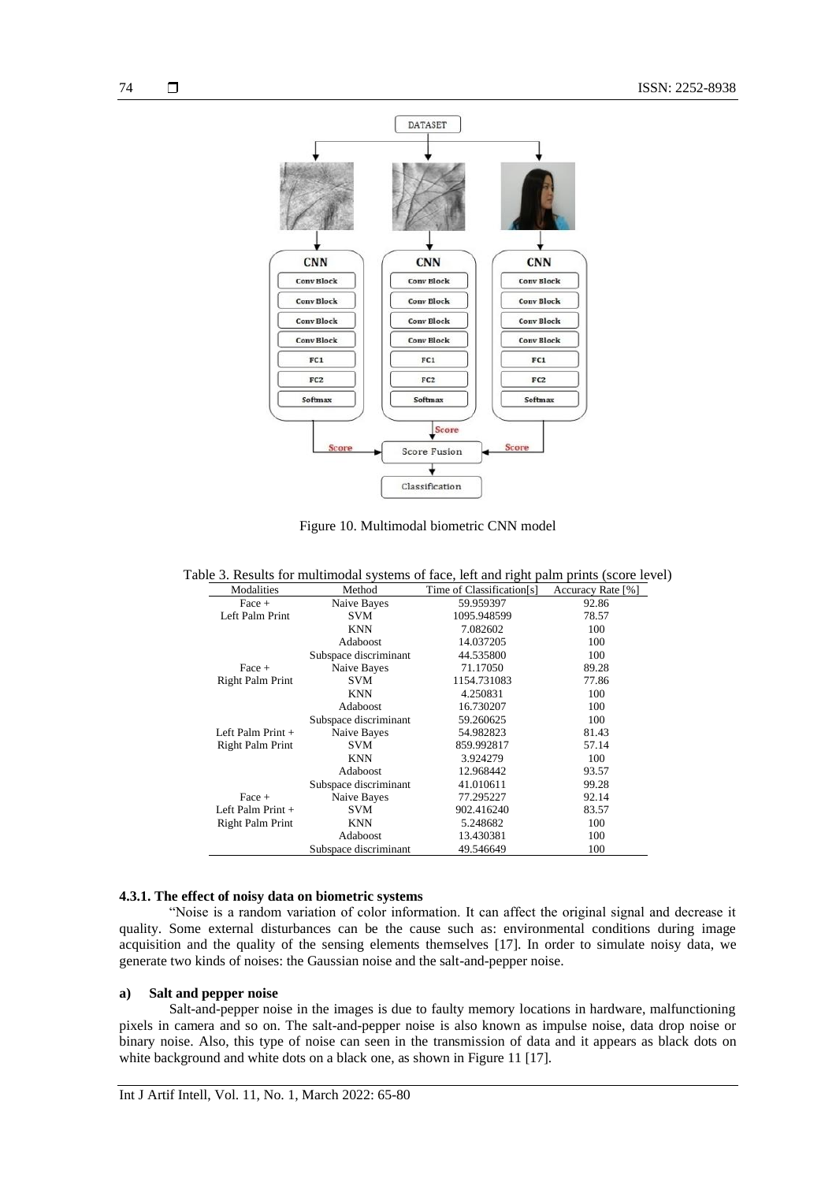Figure 10. Multimodal biometric CNN model

Table 3. Results for multimodal systems of face, left and right palm prints (score level)

| Modalities | Method | Time of Classification[s] | Accuracy Rate [%] |
|---|---|---|---|
| Face + Left Palm Print | Naive Bayes | 59.959397 | 92.86 |
| | SVM | 1095.948599 | 78.57 |
| | KNN | 7.082602 | 100 |
| | Adaboost | 14.037205 | 100 |
| | Subspace discriminant | 44.535800 | 100 |
| Face + Right Palm Print | Naive Bayes | 71.17050 | 89.28 |
| | SVM | 1154.731083 | 77.86 |
| | KNN | 4.250831 | 100 |
| | Adaboost | 16.730207 | 100 |
| | Subspace discriminant | 59.260625 | 100 |
| Left Palm Print + Right Palm Print | Naive Bayes | 54.982823 | 81.43 |
| | SVM | 859.992817 | 57.14 |
| | KNN | 3.924279 | 100 |
| | Adaboost | 12.968442 | 93.57 |
| | Subspace discriminant | 41.010611 | 99.28 |
| Face + Left Palm Print + Right Palm Print | Naive Bayes | 77.295227 | 92.14 |
| | SVM | 902.416240 | 83.57 |
| | KNN | 5.248682 | 100 |
| | Adaboost | 13.430381 | 100 |
| | Subspace discriminant | 49.546649 | 100 |

#### 4.3.1. The effect of noisy data on biometric systems

"Noise is a random variation of color information. It can affect the original signal and decrease it quality. Some external disturbances can be the cause such as: environmental conditions during image acquisition and the quality of the sensing elements themselves [17]. In order to simulate noisy data, we generate two kinds of noises: the Gaussian noise and the salt-and-pepper noise.

**a) Salt and pepper noise**

Salt-and-pepper noise in the images is due to faulty memory locations in hardware, malfunctioning pixels in camera and so on. The salt-and-pepper noise is also known as impulse noise, data drop noise or binary noise. Also, this type of noise can seen in the transmission of data and it appears as black dots on white background and white dots on a black one, as shown in Figure 11 [17].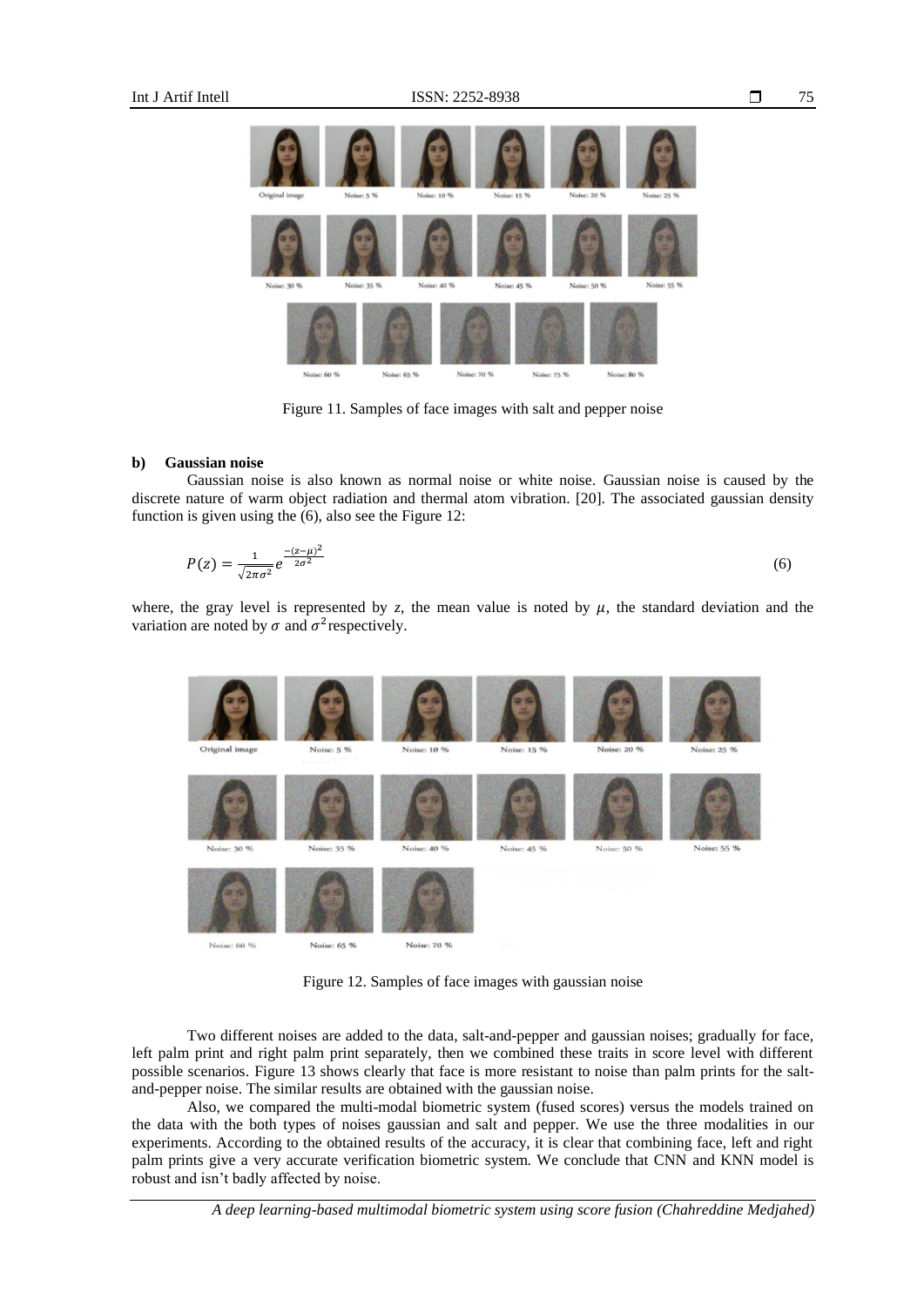Figure 11. Samples of face images with salt and pepper noise

#### b) Gaussian noise

Gaussian noise is also known as normal noise or white noise. Gaussian noise is caused by the discrete nature of warm object radiation and thermal atom vibration. [20]. The associated gaussian density function is given using the (6), also see the Figure 12:

$$P(z) = \frac{1}{\sqrt{2\pi\sigma^2}} e^{\frac{-(z-\mu)^2}{2\sigma^2}} \tag{6}$$

where, the gray level is represented by $z$, the mean value is noted by $\mu$, the standard deviation and the variation are noted by $\sigma$ and $\sigma^2$ respectively.

Figure 12. Samples of face images with gaussian noise

Two different noises are added to the data, salt-and-pepper and gaussian noises; gradually for face, left palm print and right palm print separately, then we combined these traits in score level with different possible scenarios. Figure 13 shows clearly that face is more resistant to noise than palm prints for the salt-and-pepper noise. The similar results are obtained with the gaussian noise.

Also, we compared the multi-modal biometric system (fused scores) versus the models trained on the data with the both types of noises gaussian and salt and pepper. We use the three modalities in our experiments. According to the obtained results of the accuracy, it is clear that combining face, left and right palm prints give a very accurate verification biometric system. We conclude that CNN and KNN model is robust and isn't badly affected by noise.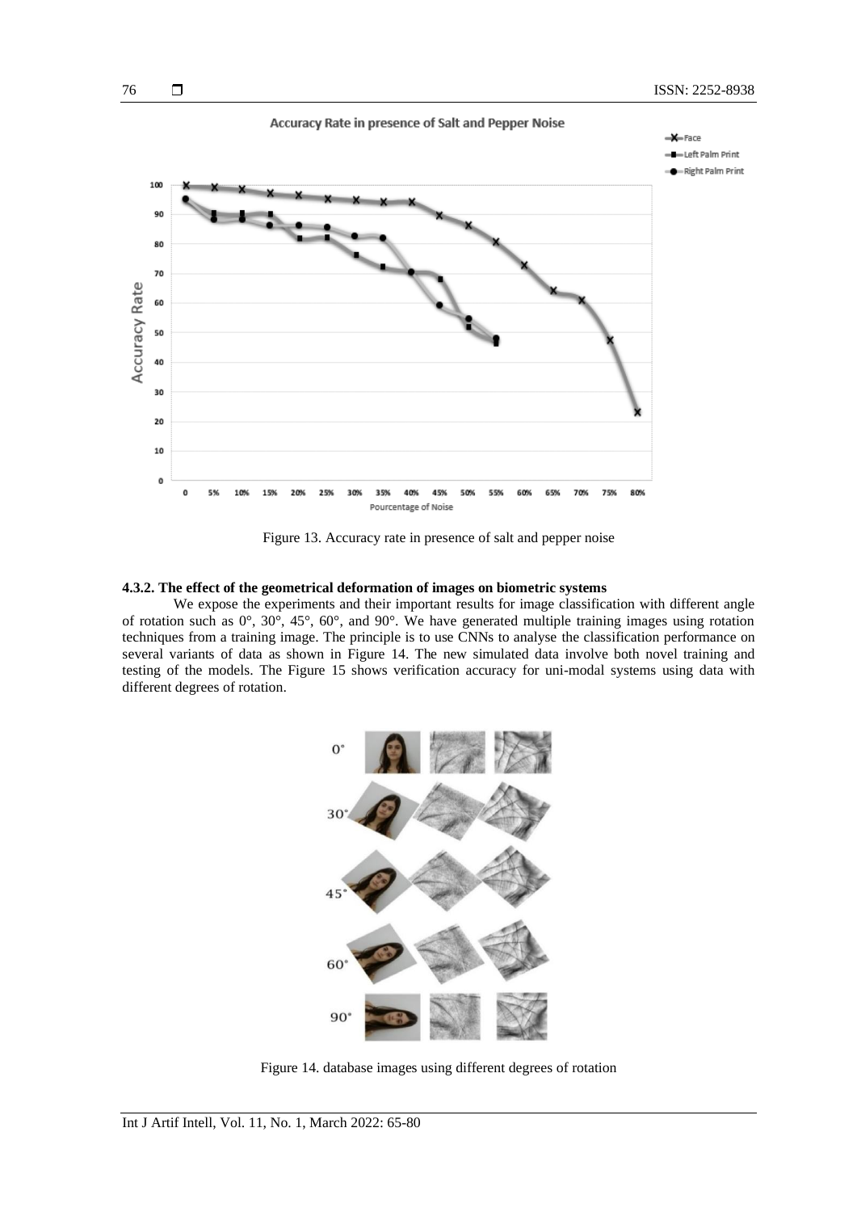Figure 13. Accuracy rate in presence of salt and pepper noise

#### 4.3.2. The effect of the geometrical deformation of images on biometric systems

We expose the experiments and their important results for image classification with different angle of rotation such as 0°, 30°, 45°, 60°, and 90°. We have generated multiple training images using rotation techniques from a training image. The principle is to use CNNs to analyse the classification performance on several variants of data as shown in Figure 14. The new simulated data involve both novel training and testing of the models. The Figure 15 shows verification accuracy for uni-modal systems using data with different degrees of rotation.

Figure 14. database images using different degrees of rotation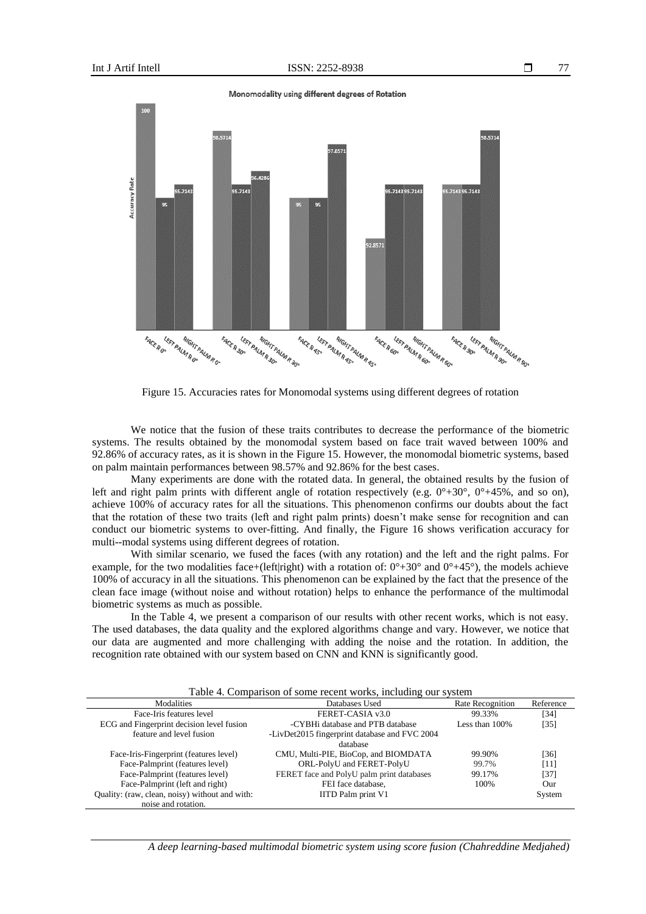Figure 15. Accuracies rates for Monomodal systems using different degrees of rotation

We notice that the fusion of these traits contributes to decrease the performance of the biometric systems. The results obtained by the monomodal system based on face trait waved between 100% and 92.86% of accuracy rates, as it is shown in the Figure 15. However, the monomodal biometric systems, based on palm maintain performances between 98.57% and 92.86% for the best cases.

Many experiments are done with the rotated data. In general, the obtained results by the fusion of left and right palm prints with different angle of rotation respectively (e.g. 0°+30°, 0°+45%, and so on), achieve 100% of accuracy rates for all the situations. This phenomenon confirms our doubts about the fact that the rotation of these two traits (left and right palm prints) doesn't make sense for recognition and can conduct our biometric systems to over-fitting. And finally, the Figure 16 shows verification accuracy for multi--modal systems using different degrees of rotation.

With similar scenario, we fused the faces (with any rotation) and the left and the right palms. For example, for the two modalities face+(left|right) with a rotation of: 0°+30° and 0°+45°), the models achieve 100% of accuracy in all the situations. This phenomenon can be explained by the fact that the presence of the clean face image (without noise and without rotation) helps to enhance the performance of the multimodal biometric systems as much as possible.

In the Table 4, we present a comparison of our results with other recent works, which is not easy. The used databases, the data quality and the explored algorithms change and vary. However, we notice that our data are augmented and more challenging with adding the noise and the rotation. In addition, the recognition rate obtained with our system based on CNN and KNN is significantly good.

Table 4. Comparison of some recent works, including our system

| Modalities | Databases Used | Rate Recognition | Reference |
|---|---|---|---|
| Face-Iris features level | FERET-CASIA v3.0 | 99.33% | [34] |
| ECG and Fingerprint decision level fusion feature and level fusion | -CYBHi database and PTB database -LivDet2015 fingerprint database and FVC 2004 database | Less than 100% | [35] |
| Face-Iris-Fingerprint (features level) | CMU, Multi-PIE, BioCop, and BIOMDATA | 99.90% | [36] |
| Face-Palmprint (features level) | ORL-PolyU and FERET-PolyU | 99.7% | [11] |
| Face-Palmprint (features level) | FERET face and PolyU palm print databases | 99.17% | [37] |
| Face-Palmprint (left and right) Quality: (raw, clean, noisy) without and with: noise and rotation. | FEI face database, IITD Palm print V1 | 100% | Our System |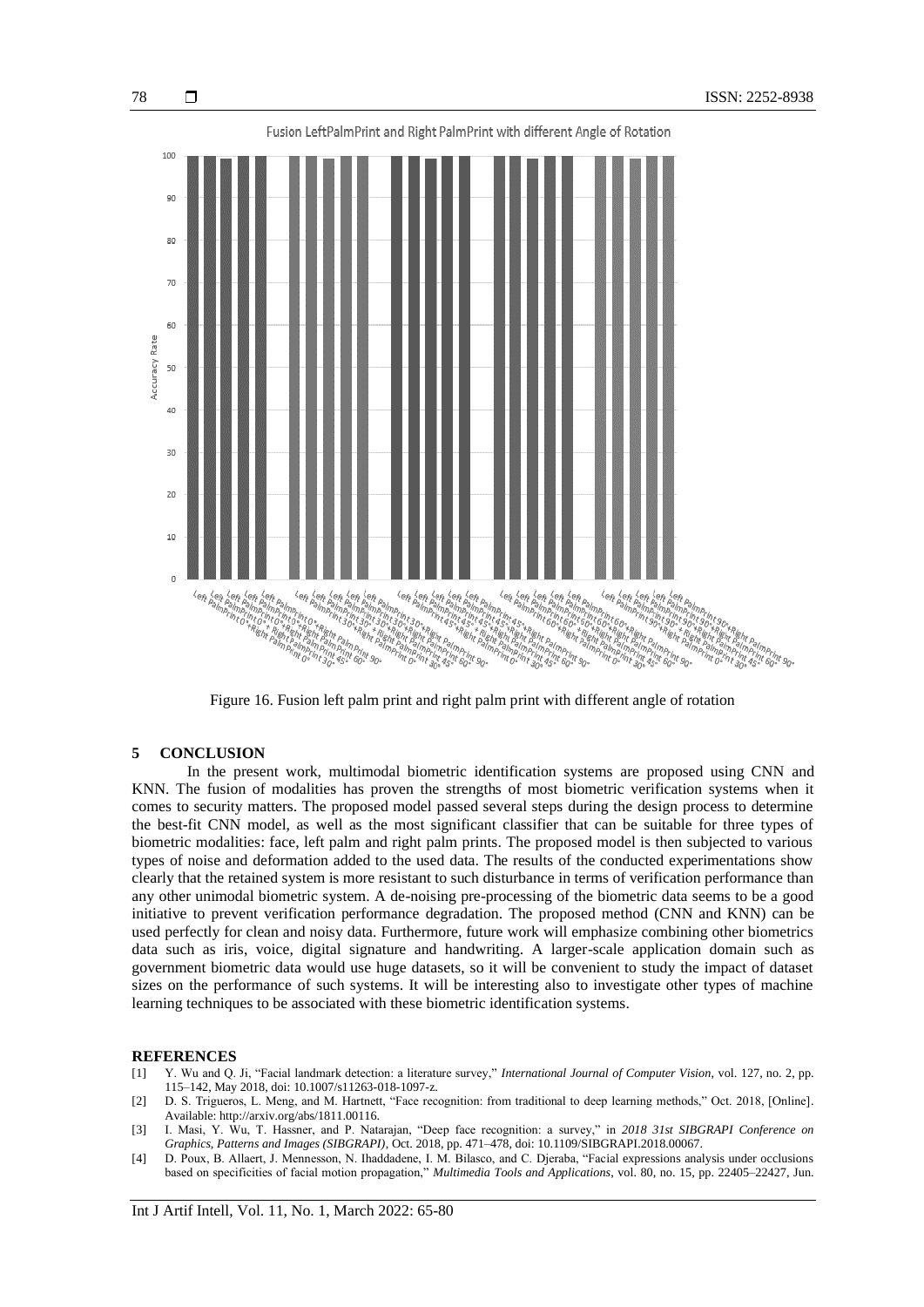Figure 16. Fusion left palm print and right palm print with different angle of rotation

## 5 CONCLUSION

In the present work, multimodal biometric identification systems are proposed using CNN and KNN. The fusion of modalities has proven the strengths of most biometric verification systems when it comes to security matters. The proposed model passed several steps during the design process to determine the best-fit CNN model, as well as the most significant classifier that can be suitable for three types of biometric modalities: face, left palm and right palm prints. The proposed model is then subjected to various types of noise and deformation added to the used data. The results of the conducted experimentations show clearly that the retained system is more resistant to such disturbance in terms of verification performance than any other unimodal biometric system. A de-noising pre-processing of the biometric data seems to be a good initiative to prevent verification performance degradation. The proposed method (CNN and KNN) can be used perfectly for clean and noisy data. Furthermore, future work will emphasize combining other biometrics data such as iris, voice, digital signature and handwriting. A larger-scale application domain such as government biometric data would use huge datasets, so it will be convenient to study the impact of dataset sizes on the performance of such systems. It will be interesting also to investigate other types of machine learning techniques to be associated with these biometric identification systems.

## REFERENCES

[1] Y. Wu and Q. Ji, "Facial landmark detection: a literature survey," *International Journal of Computer Vision*, vol. 127, no. 2, pp. 115–142, May 2018, doi: 10.1007/s11263-018-1097-z.

[2] D. S. Trigueros, L. Meng, and M. Hartnett, "Face recognition: from traditional to deep learning methods," Oct. 2018, [Online]. Available: http://arxiv.org/abs/1811.00116.

[3] I. Masi, Y. Wu, T. Hassner, and P. Natarajan, "Deep face recognition: a survey," in *2018 31st SIBGRAPI Conference on Graphics, Patterns and Images (SIBGRAPI)*, Oct. 2018, pp. 471–478, doi: 10.1109/SIBGRAPI.2018.00067.

[4] D. Poux, B. Allaert, J. Mennesson, N. Ihaddadene, I. M. Bilasco, and C. Djeraba, "Facial expressions analysis under occlusions based on specificities of facial motion propagation," *Multimedia Tools and Applications*, vol. 80, no. 15, pp. 22405–22427, Jun.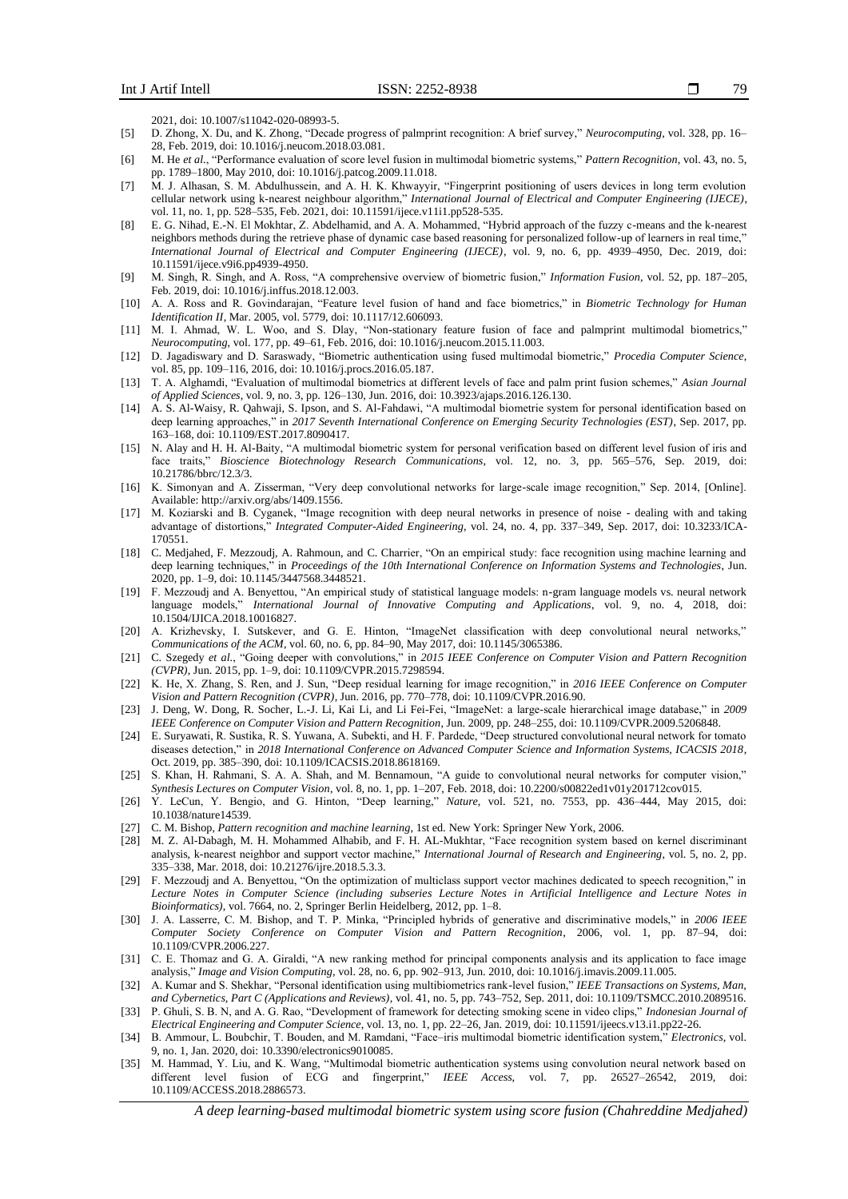2021, doi: 10.1007/s11042-020-08993-5.

[5] D. Zhong, X. Du, and K. Zhong, "Decade progress of palmprint recognition: A brief survey," *Neurocomputing*, vol. 328, pp. 16–28, Feb. 2019, doi: 10.1016/j.neucom.2018.03.081.

[6] M. He *et al.*, "Performance evaluation of score level fusion in multimodal biometric systems," *Pattern Recognition*, vol. 43, no. 5, pp. 1789–1800, May 2010, doi: 10.1016/j.patcog.2009.11.018.

[7] M. J. Alhasan, S. M. Abdulhussein, and A. H. K. Khwayyir, "Fingerprint positioning of users devices in long term evolution cellular network using k-nearest neighbour algorithm," *International Journal of Electrical and Computer Engineering (IJECE)*, vol. 11, no. 1, pp. 528–535, Feb. 2021, doi: 10.11591/ijece.v11i1.pp528-535.

[8] E. G. Nihad, E.-N. El Mokhtar, Z. Abdelhamid, and A. A. Mohammed, "Hybrid approach of the fuzzy c-means and the k-nearest neighbors methods during the retrieve phase of dynamic case based reasoning for personalized follow-up of learners in real time," *International Journal of Electrical and Computer Engineering (IJECE)*, vol. 9, no. 6, pp. 4939–4950, Dec. 2019, doi: 10.11591/ijece.v9i6.pp4939-4950.

[9] M. Singh, R. Singh, and A. Ross, "A comprehensive overview of biometric fusion," *Information Fusion*, vol. 52, pp. 187–205, Feb. 2019, doi: 10.1016/j.inffus.2018.12.003.

[10] A. A. Ross and R. Govindarajan, "Feature level fusion of hand and face biometrics," in *Biometric Technology for Human Identification II*, Mar. 2005, vol. 5779, doi: 10.1117/12.606093.

[11] M. I. Ahmad, W. L. Woo, and S. Dlay, "Non-stationary feature fusion of face and palmprint multimodal biometrics," *Neurocomputing*, vol. 177, pp. 49–61, Feb. 2016, doi: 10.1016/j.neucom.2015.11.003.

[12] D. Jagadiswary and D. Saraswady, "Biometric authentication using fused multimodal biometric," *Procedia Computer Science*, vol. 85, pp. 109–116, 2016, doi: 10.1016/j.procs.2016.05.187.

[13] T. A. Alghamdi, "Evaluation of multimodal biometrics at different levels of face and palm print fusion schemes," *Asian Journal of Applied Sciences*, vol. 9, no. 3, pp. 126–130, Jun. 2016, doi: 10.3923/ajaps.2016.126.130.

[14] A. S. Al-Waisy, R. Qahwaji, S. Ipson, and S. Al-Fahdawi, "A multimodal biometric system for personal identification based on deep learning approaches," in *2017 Seventh International Conference on Emerging Security Technologies (EST)*, Sep. 2017, pp. 163–168, doi: 10.1109/EST.2017.8090417.

[15] N. Alay and H. H. Al-Baity, "A multimodal biometric system for personal verification based on different level fusion of iris and face traits," *Bioscience Biotechnology Research Communications*, vol. 12, no. 3, pp. 565–576, Sep. 2019, doi: 10.21786/bbrc/12.3/3.

[16] K. Simonyan and A. Zisserman, "Very deep convolutional networks for large-scale image recognition," Sep. 2014, [Online]. Available: http://arxiv.org/abs/1409.1556.

[17] M. Koziarski and B. Cyganek, "Image recognition with deep neural networks in presence of noise - dealing with and taking advantage of distortions," *Integrated Computer-Aided Engineering*, vol. 24, no. 4, pp. 337–349, Sep. 2017, doi: 10.3233/ICA-170551.

[18] C. Medjahed, F. Mezzoudj, A. Rahmoun, and C. Charrier, "On an empirical study: face recognition using machine learning and deep learning techniques," in *Proceedings of the 10th International Conference on Information Systems and Technologies*, Jun. 2020, pp. 1–9, doi: 10.1145/3447568.3448521.

[19] F. Mezzoudj and A. Benyettou, "An empirical study of statistical language models: n-gram language models vs. neural network language models," *International Journal of Innovative Computing and Applications*, vol. 9, no. 4, 2018, doi: 10.1504/IJICA.2018.10016827.

[20] A. Krizhevsky, I. Sutskever, and G. E. Hinton, "ImageNet classification with deep convolutional neural networks," *Communications of the ACM*, vol. 60, no. 6, pp. 84–90, May 2017, doi: 10.1145/3065386.

[21] C. Szegedy *et al.*, "Going deeper with convolutions," in *2015 IEEE Conference on Computer Vision and Pattern Recognition (CVPR)*, Jun. 2015, pp. 1–9, doi: 10.1109/CVPR.2015.7298594.

[22] K. He, X. Zhang, S. Ren, and J. Sun, "Deep residual learning for image recognition," in *2016 IEEE Conference on Computer Vision and Pattern Recognition (CVPR)*, Jun. 2016, pp. 770–778, doi: 10.1109/CVPR.2016.90.

[23] J. Deng, W. Dong, R. Socher, L.-J. Li, Kai Li, and Li Fei-Fei, "ImageNet: a large-scale hierarchical image database," in *2009 IEEE Conference on Computer Vision and Pattern Recognition*, Jun. 2009, pp. 248–255, doi: 10.1109/CVPR.2009.5206848.

[24] E. Suryawati, R. Sustika, R. S. Yuwana, A. Subekti, and H. F. Pardede, "Deep structured convolutional neural network for tomato diseases detection," in *2018 International Conference on Advanced Computer Science and Information Systems, ICACSIS 2018*, Oct. 2019, pp. 385–390, doi: 10.1109/ICACSIS.2018.8618169.

[25] S. Khan, H. Rahmani, S. A. A. Shah, and M. Bennamoun, "A guide to convolutional neural networks for computer vision," *Synthesis Lectures on Computer Vision*, vol. 8, no. 1, pp. 1–207, Feb. 2018, doi: 10.2200/s00822ed1v01y201712cov015.

[26] Y. LeCun, Y. Bengio, and G. Hinton, "Deep learning," *Nature*, vol. 521, no. 7553, pp. 436–444, May 2015, doi: 10.1038/nature14539.

[27] C. M. Bishop, *Pattern recognition and machine learning*, 1st ed. New York: Springer New York, 2006.

[28] M. Z. Al-Dabagh, M. H. Mohammed Alhabib, and F. H. AL-Mukhtar, "Face recognition system based on kernel discriminant analysis, k-nearest neighbor and support vector machine," *International Journal of Research and Engineering*, vol. 5, no. 2, pp. 335–338, Mar. 2018, doi: 10.21276/ijre.2018.5.3.3.

[29] F. Mezzoudj and A. Benyettou, "On the optimization of multiclass support vector machines dedicated to speech recognition," in *Lecture Notes in Computer Science (including subseries Lecture Notes in Artificial Intelligence and Lecture Notes in Bioinformatics)*, vol. 7664, no. 2, Springer Berlin Heidelberg, 2012, pp. 1–8.

[30] J. A. Lasserre, C. M. Bishop, and T. P. Minka, "Principled hybrids of generative and discriminative models," in *2006 IEEE Computer Society Conference on Computer Vision and Pattern Recognition*, 2006, vol. 1, pp. 87–94, doi: 10.1109/CVPR.2006.227.

[31] C. E. Thomaz and G. A. Giraldi, "A new ranking method for principal components analysis and its application to face image analysis," *Image and Vision Computing*, vol. 28, no. 6, pp. 902–913, Jun. 2010, doi: 10.1016/j.imavis.2009.11.005.

[32] A. Kumar and S. Shekhar, "Personal identification using multibiometrics rank-level fusion," *IEEE Transactions on Systems, Man, and Cybernetics, Part C (Applications and Reviews)*, vol. 41, no. 5, pp. 743–752, Sep. 2011, doi: 10.1109/TSMCC.2010.2089516.

[33] P. Ghuli, S. B. N, and A. G. Rao, "Development of framework for detecting smoking scene in video clips," *Indonesian Journal of Electrical Engineering and Computer Science*, vol. 13, no. 1, pp. 22–26, Jan. 2019, doi: 10.11591/ijeecs.v13.i1.pp22-26.

[34] B. Ammour, L. Boubchir, T. Bouden, and M. Ramdani, "Face–iris multimodal biometric identification system," *Electronics*, vol. 9, no. 1, Jan. 2020, doi: 10.3390/electronics9010085.

[35] M. Hammad, Y. Liu, and K. Wang, "Multimodal biometric authentication systems using convolution neural network based on different level fusion of ECG and fingerprint," *IEEE Access*, vol. 7, pp. 26527–26542, 2019, doi: 10.1109/ACCESS.2018.2886573.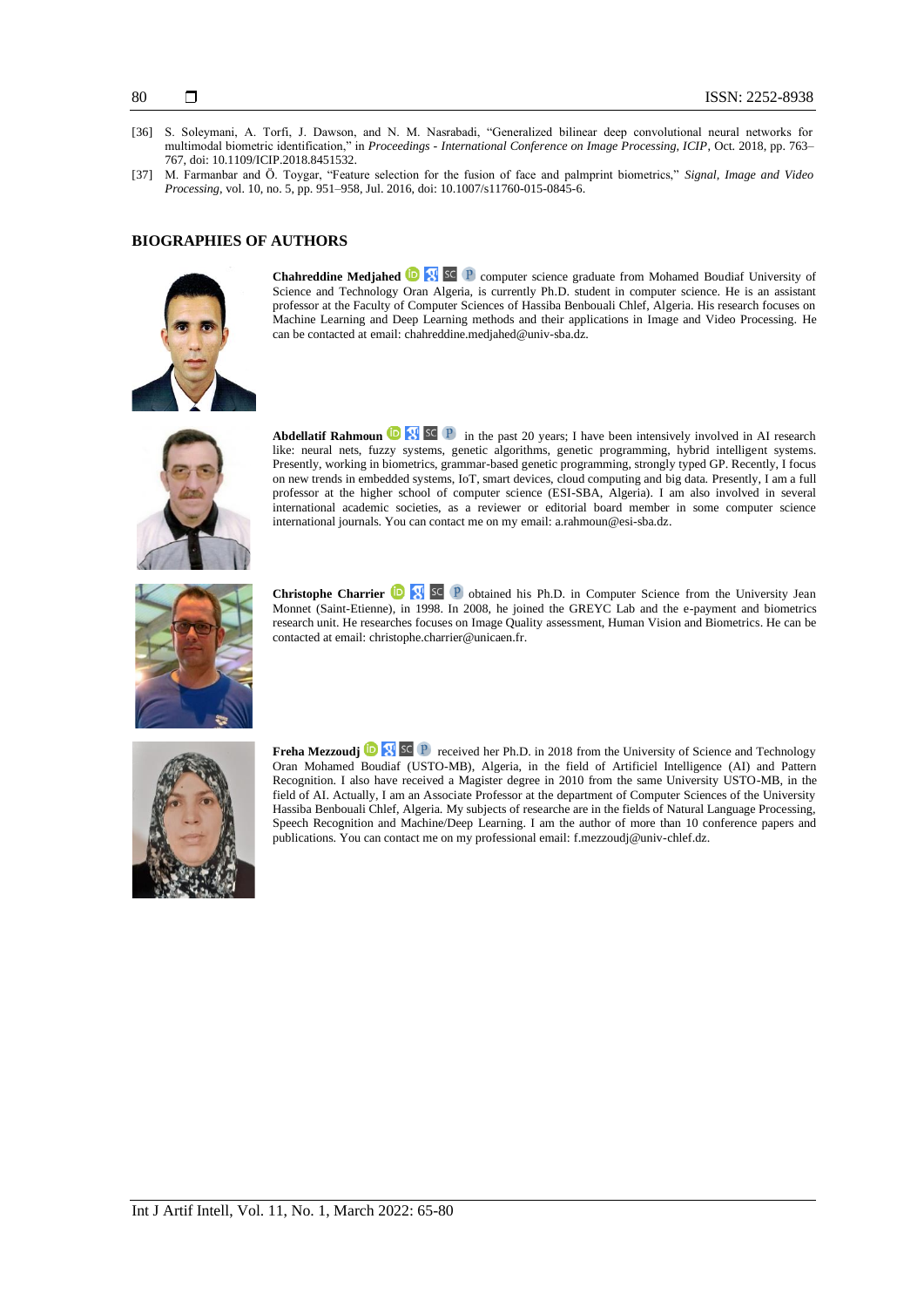[36] S. Soleymani, A. Torfi, J. Dawson, and N. M. Nasrabadi, "Generalized bilinear deep convolutional neural networks for multimodal biometric identification," in *Proceedings - International Conference on Image Processing, ICIP*, Oct. 2018, pp. 763–767, doi: 10.1109/ICIP.2018.8451532.

[37] M. Farmanbar and Ö. Toygar, "Feature selection for the fusion of face and palmprint biometrics," *Signal, Image and Video Processing*, vol. 10, no. 5, pp. 951–958, Jul. 2016, doi: 10.1007/s11760-015-0845-6.

## BIOGRAPHIES OF AUTHORS

**Chahreddine Medjahed** computer science graduate from Mohamed Boudiaf University of Science and Technology Oran Algeria, is currently Ph.D. student in computer science. He is an assistant professor at the Faculty of Computer Sciences of Hassiba Benbouali Chlef, Algeria. His research focuses on Machine Learning and Deep Learning methods and their applications in Image and Video Processing. He can be contacted at email: chahreddine.medjahed@univ-sba.dz.

**Abdellatif Rahmoun** in the past 20 years; I have been intensively involved in AI research like: neural nets, fuzzy systems, genetic algorithms, genetic programming, hybrid intelligent systems. Presently, working in biometrics, grammar-based genetic programming, strongly typed GP. Recently, I focus on new trends in embedded systems, IoT, smart devices, cloud computing and big data. Presently, I am a full professor at the higher school of computer science (ESI-SBA, Algeria). I am also involved in several international academic societies, as a reviewer or editorial board member in some computer science international journals. You can contact me on my email: a.rahmoun@esi-sba.dz.

**Christophe Charrier** obtained his Ph.D. in Computer Science from the University Jean Monnet (Saint-Etienne), in 1998. In 2008, he joined the GREYC Lab and the e-payment and biometrics research unit. He researches focuses on Image Quality assessment, Human Vision and Biometrics. He can be contacted at email: christophe.charrier@unicaen.fr.

**Freha Mezzoudj** received her Ph.D. in 2018 from the University of Science and Technology Oran Mohamed Boudiaf (USTO-MB), Algeria, in the field of Artificiel Intelligence (AI) and Pattern Recognition. I also have received a Magister degree in 2010 from the same University USTO-MB, in the field of AI. Actually, I am an Associate Professor at the department of Computer Sciences of the University Hassiba Benbouali Chlef, Algeria. My subjects of researche are in the fields of Natural Language Processing, Speech Recognition and Machine/Deep Learning. I am the author of more than 10 conference papers and publications. You can contact me on my professional email: f.mezzoudj@univ-chlef.dz.